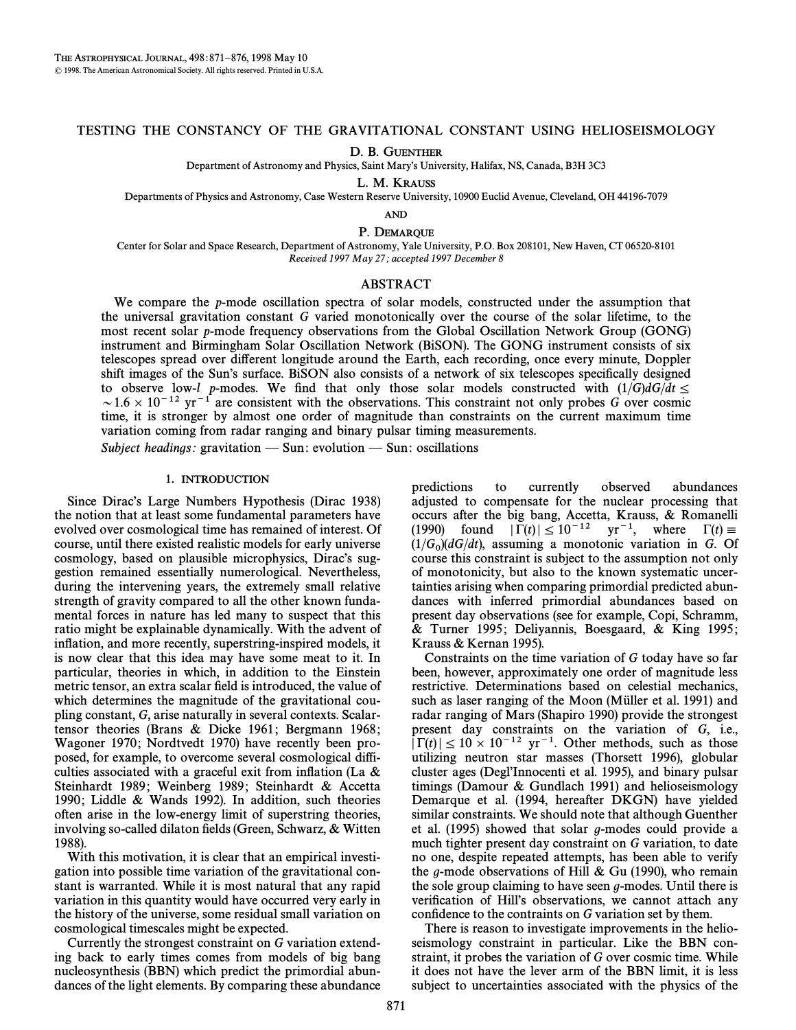# TESTING THE CONSTANCY OF THE GRAVITATIONAL CONSTANT USING HELIOSEISMOLOGY

D. B. Guenther

Department of Astronomy and Physics, Saint Mary's University, Halifax, NS, Canada, B3H 3C3

L. M. Krauss

Departments of Physics and Astronomy, Case Western Reserve University, 10900 Euclid Avenue, Cleveland, OH 44196-7079

and

P. Demarque

Center for Solar and Space Research, Department of Astronomy, Yale University, P.O. Box 208101, New Haven, CT 06520-8101

*Received 1997 May 27; accepted 1997 December 8*

## ABSTRACT

We compare the *p*-mode oscillation spectra of solar models, constructed under the assumption that the universal gravitation constant $G$ varied monotonically over the course of the solar lifetime, to the most recent solar *p*-mode frequency observations from the Global Oscillation Network Group (GONG) instrument and Birmingham Solar Oscillation Network (BiSON). The GONG instrument consists of six telescopes spread over different longitude around the Earth, each recording, once every minute, Doppler shift images of the Sun's surface. BiSON also consists of a network of six telescopes specifically designed to observe low-*l* *p*-modes. We find that only those solar models constructed with $(1/G)dG/dt \leq \sim 1.6 \times 10^{-12}$ yr$^{-1}$ are consistent with the observations. This constraint not only probes $G$ over cosmic time, it is stronger by almost one order of magnitude than constraints on the current maximum time variation coming from radar ranging and binary pulsar timing measurements.

*Subject headings:* gravitation — Sun: evolution — Sun: oscillations

## 1. INTRODUCTION

Since Dirac's Large Numbers Hypothesis (Dirac 1938) the notion that at least some fundamental parameters have evolved over cosmological time has remained of interest. Of course, until there existed realistic models for early universe cosmology, based on plausible microphysics, Dirac's suggestion remained essentially numerological. Nevertheless, during the intervening years, the extremely small relative strength of gravity compared to all the other known fundamental forces in nature has led many to suspect that this ratio might be explainable dynamically. With the advent of inflation, and more recently, superstring-inspired models, it is now clear that this idea may have some meat to it. In particular, theories in which, in addition to the Einstein metric tensor, an extra scalar field is introduced, the value of which determines the magnitude of the gravitational coupling constant, $G$, arise naturally in several contexts. Scalar-tensor theories (Brans & Dicke 1961; Bergmann 1968; Wagoner 1970; Nordtvedt 1970) have recently been proposed, for example, to overcome several cosmological difficulties associated with a graceful exit from inflation (La & Steinhardt 1989; Weinberg 1989; Steinhardt & Accetta 1990; Liddle & Wands 1992). In addition, such theories often arise in the low-energy limit of superstring theories, involving so-called dilaton fields (Green, Schwarz, & Witten 1988).

With this motivation, it is clear that an empirical investigation into possible time variation of the gravitational constant is warranted. While it is most natural that any rapid variation in this quantity would have occurred very early in the history of the universe, some residual small variation on cosmological timescales might be expected.

Currently the strongest constraint on $G$ variation extending back to early times comes from models of big bang nucleosynthesis (BBN) which predict the primordial abundances of the light elements. By comparing these abundance predictions to currently observed abundances adjusted to compensate for the nuclear processing that occurs after the big bang, Accetta, Krauss, & Romanelli (1990) found $|\Gamma(t)| \leq 10^{-12}$ yr$^{-1}$, where $\Gamma(t) \equiv (1/G_0)(dG/dt)$, assuming a monotonic variation in $G$. Of course this constraint is subject to the assumption not only of monotonicity, but also to the known systematic uncertainties arising when comparing primordial predicted abundances with inferred primordial abundances based on present day observations (see for example, Copi, Schramm, & Turner 1995; Deliyannis, Boesgaard, & King 1995; Krauss & Kernan 1995).

Constraints on the time variation of $G$ today have so far been, however, approximately one order of magnitude less restrictive. Determinations based on celestial mechanics, such as laser ranging of the Moon (Müller et al. 1991) and radar ranging of Mars (Shapiro 1990) provide the strongest present day constraints on the variation of $G$, i.e., $|\Gamma(t)| \leq 10 \times 10^{-12}$ yr$^{-1}$. Other methods, such as those utilizing neutron star masses (Thorsett 1996), globular cluster ages (Degl'Innocenti et al. 1995), and binary pulsar timings (Damour & Gundlach 1991) and helioseismology Demarque et al. (1994, hereafter DKGN) have yielded similar constraints. We should note that although Guenther et al. (1995) showed that solar *g*-modes could provide a much tighter present day constraint on $G$ variation, to date no one, despite repeated attempts, has been able to verify the *g*-mode observations of Hill & Gu (1990), who remain the sole group claiming to have seen *g*-modes. Until there is verification of Hill's observations, we cannot attach any confidence to the contraints on $G$ variation set by them.

There is reason to investigate improvements in the helioseismology constraint in particular. Like the BBN constraint, it probes the variation of $G$ over cosmic time. While it does not have the lever arm of the BBN limit, it is less subject to uncertainties associated with the physics of the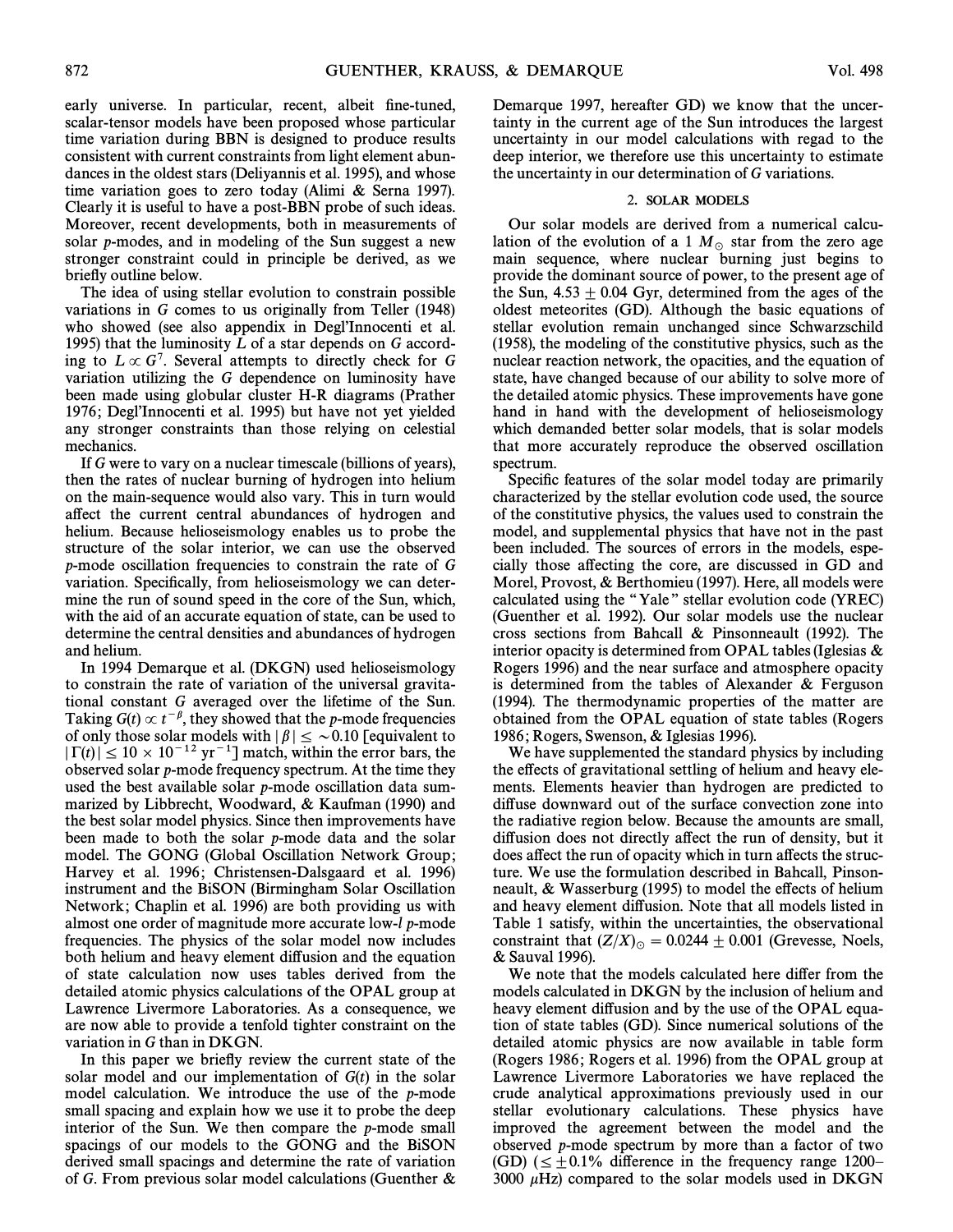early universe. In particular, recent, albeit fine-tuned, scalar-tensor models have been proposed whose particular time variation during BBN is designed to produce results consistent with current constraints from light element abundances in the oldest stars (Deliyannis et al. 1995), and whose time variation goes to zero today (Alimi & Serna 1997). Clearly it is useful to have a post-BBN probe of such ideas. Moreover, recent developments, both in measurements of solar *p*-modes, and in modeling of the Sun suggest a new stronger constraint could in principle be derived, as we briefly outline below.

The idea of using stellar evolution to constrain possible variations in $G$ comes to us originally from Teller (1948) who showed (see also appendix in Degl'Innocenti et al. 1995) that the luminosity $L$ of a star depends on $G$ according to $L \propto G^7$. Several attempts to directly check for $G$ variation utilizing the $G$ dependence on luminosity have been made using globular cluster H-R diagrams (Prather 1976; Degl'Innocenti et al. 1995) but have not yet yielded any stronger constraints than those relying on celestial mechanics.

If $G$ were to vary on a nuclear timescale (billions of years), then the rates of nuclear burning of hydrogen into helium on the main-sequence would also vary. This in turn would affect the current central abundances of hydrogen and helium. Because helioseismology enables us to probe the structure of the solar interior, we can use the observed *p*-mode oscillation frequencies to constrain the rate of $G$ variation. Specifically, from helioseismology we can determine the run of sound speed in the core of the Sun, which, with the aid of an accurate equation of state, can be used to determine the central densities and abundances of hydrogen and helium.

In 1994 Demarque et al. (DKGN) used helioseismology to constrain the rate of variation of the universal gravitational constant $G$ averaged over the lifetime of the Sun. Taking $G(t) \propto t^{-\beta}$, they showed that the *p*-mode frequencies of only those solar models with $|\beta| \leq \sim 0.10$ [equivalent to $|\Gamma(t)| \leq 10 \times 10^{-12}\ \mathrm{yr}^{-1}$] match, within the error bars, the observed solar *p*-mode frequency spectrum. At the time they used the best available solar *p*-mode oscillation data summarized by Libbrecht, Woodward, & Kaufman (1990) and the best solar model physics. Since then improvements have been made to both the solar *p*-mode data and the solar model. The GONG (Global Oscillation Network Group; Harvey et al. 1996; Christensen-Dalsgaard et al. 1996) instrument and the BiSON (Birmingham Solar Oscillation Network; Chaplin et al. 1996) are both providing us with almost one order of magnitude more accurate low-$l$ *p*-mode frequencies. The physics of the solar model now includes both helium and heavy element diffusion and the equation of state calculation now uses tables derived from the detailed atomic physics calculations of the OPAL group at Lawrence Livermore Laboratories. As a consequence, we are now able to provide a tenfold tighter constraint on the variation in $G$ than in DKGN.

In this paper we briefly review the current state of the solar model and our implementation of $G(t)$ in the solar model calculation. We introduce the use of the *p*-mode small spacing and explain how we use it to probe the deep interior of the Sun. We then compare the *p*-mode small spacings of our models to the GONG and the BiSON derived small spacings and determine the rate of variation of $G$. From previous solar model calculations (Guenther & Demarque 1997, hereafter GD) we know that the uncertainty in the current age of the Sun introduces the largest uncertainty in our model calculations with regad to the deep interior, we therefore use this uncertainty to estimate the uncertainty in our determination of $G$ variations.

## 2. SOLAR MODELS

Our solar models are derived from a numerical calculation of the evolution of a 1 $M_\odot$ star from the zero age main sequence, where nuclear burning just begins to provide the dominant source of power, to the present age of the Sun, $4.53 \pm 0.04$ Gyr, determined from the ages of the oldest meteorites (GD). Although the basic equations of stellar evolution remain unchanged since Schwarzschild (1958), the modeling of the constitutive physics, such as the nuclear reaction network, the opacities, and the equation of state, have changed because of our ability to solve more of the detailed atomic physics. These improvements have gone hand in hand with the development of helioseismology which demanded better solar models, that is solar models that more accurately reproduce the observed oscillation spectrum.

Specific features of the solar model today are primarily characterized by the stellar evolution code used, the source of the constitutive physics, the values used to constrain the model, and supplemental physics that have not in the past been included. The sources of errors in the models, especially those affecting the core, are discussed in GD and Morel, Provost, & Berthomieu (1997). Here, all models were calculated using the "Yale" stellar evolution code (YREC) (Guenther et al. 1992). Our solar models use the nuclear cross sections from Bahcall & Pinsonneault (1992). The interior opacity is determined from OPAL tables (Iglesias & Rogers 1996) and the near surface and atmosphere opacity is determined from the tables of Alexander & Ferguson (1994). The thermodynamic properties of the matter are obtained from the OPAL equation of state tables (Rogers 1986; Rogers, Swenson, & Iglesias 1996).

We have supplemented the standard physics by including the effects of gravitational settling of helium and heavy elements. Elements heavier than hydrogen are predicted to diffuse downward out of the surface convection zone into the radiative region below. Because the amounts are small, diffusion does not directly affect the run of density, but it does affect the run of opacity which in turn affects the structure. We use the formulation described in Bahcall, Pinsonneault, & Wasserburg (1995) to model the effects of helium and heavy element diffusion. Note that all models listed in Table 1 satisfy, within the uncertainties, the observational constraint that $(Z/X)_\odot = 0.0244 \pm 0.001$ (Grevesse, Noels, & Sauval 1996).

We note that the models calculated here differ from the models calculated in DKGN by the inclusion of helium and heavy element diffusion and by the use of the OPAL equation of state tables (GD). Since numerical solutions of the detailed atomic physics are now available in table form (Rogers 1986; Rogers et al. 1996) from the OPAL group at Lawrence Livermore Laboratories we have replaced the crude analytical approximations previously used in our stellar evolutionary calculations. These physics have improved the agreement between the model and the observed *p*-mode spectrum by more than a factor of two (GD) ($\leq \pm 0.1\%$ difference in the frequency range 1200–3000 $\mu$Hz) compared to the solar models used in DKGN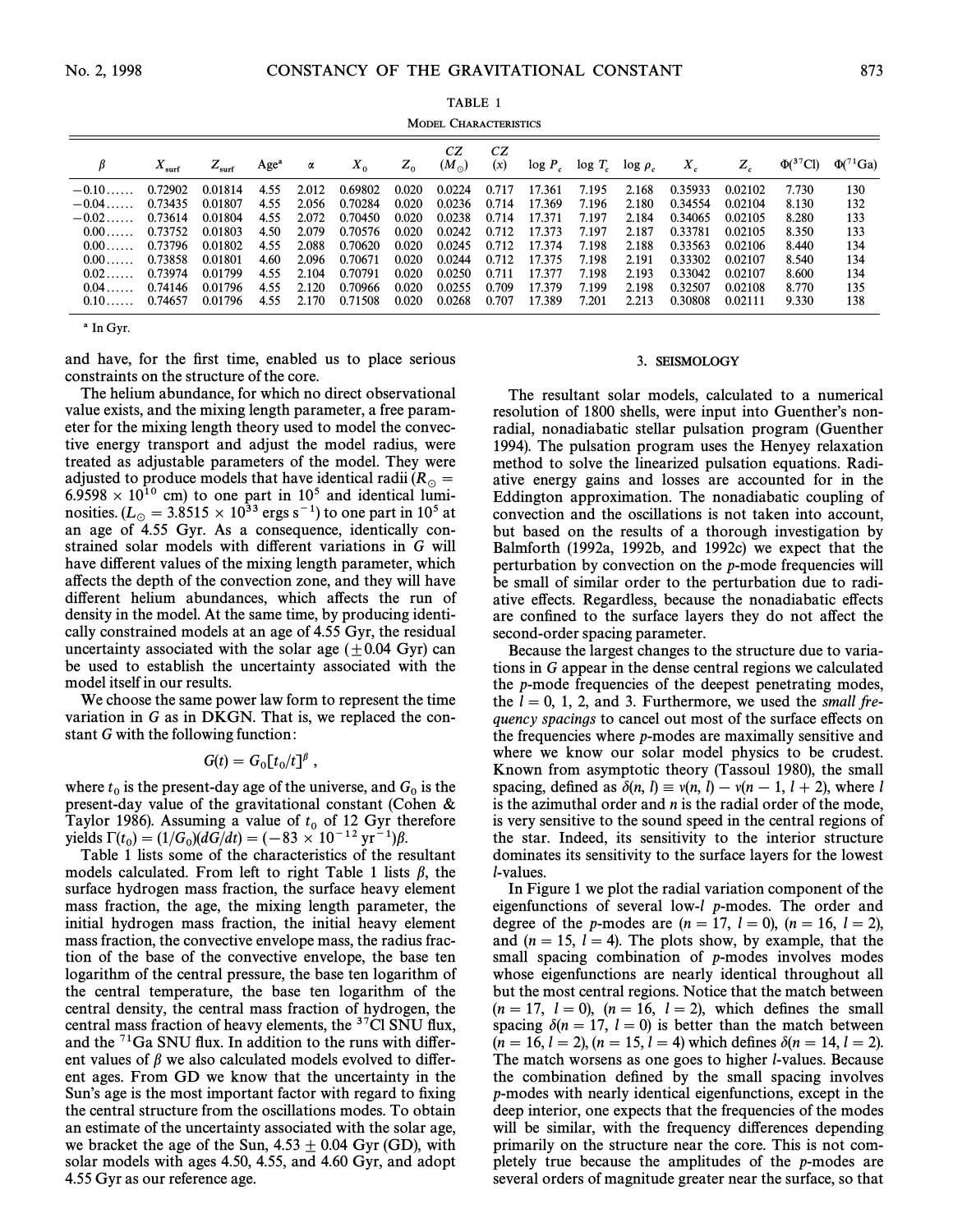TABLE 1

MODEL CHARACTERISTICS

| $\beta$ | $X_{surf}$ | $Z_{surf}$ | Age[a] | $\alpha$ | $X_0$ | $Z_0$ | CZ ($M_\odot$) | CZ ($x$) | log $P_c$ | log $T_c$ | log $\rho_c$ | $X_c$ | $Z_c$ | $\Phi(^{37}Cl)$ | $\Phi(^{71}Ga)$ |
|---|---|---|---|---|---|---|---|---|---|---|---|---|---|---|---|
| −0.10...... | 0.72902 | 0.01814 | 4.55 | 2.012 | 0.69802 | 0.020 | 0.0224 | 0.717 | 17.361 | 7.195 | 2.168 | 0.35933 | 0.02102 | 7.730 | 130 |
| −0.04...... | 0.73435 | 0.01807 | 4.55 | 2.056 | 0.70284 | 0.020 | 0.0236 | 0.714 | 17.369 | 7.196 | 2.180 | 0.34554 | 0.02104 | 8.130 | 132 |
| −0.02...... | 0.73614 | 0.01804 | 4.55 | 2.072 | 0.70450 | 0.020 | 0.0238 | 0.714 | 17.371 | 7.197 | 2.184 | 0.34065 | 0.02105 | 8.280 | 133 |
| 0.00...... | 0.73752 | 0.01803 | 4.50 | 2.079 | 0.70576 | 0.020 | 0.0242 | 0.712 | 17.373 | 7.197 | 2.187 | 0.33781 | 0.02105 | 8.350 | 133 |
| 0.00...... | 0.73796 | 0.01802 | 4.55 | 2.088 | 0.70620 | 0.020 | 0.0245 | 0.712 | 17.374 | 7.198 | 2.188 | 0.33563 | 0.02106 | 8.440 | 134 |
| 0.00...... | 0.73858 | 0.01801 | 4.60 | 2.096 | 0.70671 | 0.020 | 0.0244 | 0.712 | 17.375 | 7.198 | 2.191 | 0.33302 | 0.02107 | 8.540 | 134 |
| 0.02...... | 0.73974 | 0.01799 | 4.55 | 2.104 | 0.70791 | 0.020 | 0.0250 | 0.711 | 17.377 | 7.198 | 2.193 | 0.33042 | 0.02107 | 8.600 | 134 |
| 0.04...... | 0.74146 | 0.01796 | 4.55 | 2.120 | 0.70966 | 0.020 | 0.0255 | 0.709 | 17.379 | 7.199 | 2.198 | 0.32507 | 0.02108 | 8.770 | 135 |
| 0.10...... | 0.74657 | 0.01796 | 4.55 | 2.170 | 0.71508 | 0.020 | 0.0268 | 0.707 | 17.389 | 7.201 | 2.213 | 0.30808 | 0.02111 | 9.330 | 138 |

[a] In Gyr.

and have, for the first time, enabled us to place serious constraints on the structure of the core.

The helium abundance, for which no direct observational value exists, and the mixing length parameter, a free parameter for the mixing length theory used to model the convective energy transport and adjust the model radius, were treated as adjustable parameters of the model. They were adjusted to produce models that have identical radii ($R_\odot = 6.9598 \times 10^{10}$ cm) to one part in $10^5$ and identical luminosities. ($L_\odot = 3.8515 \times 10^{33}$ ergs s$^{-1}$) to one part in $10^5$ at an age of 4.55 Gyr. As a consequence, identically constrained solar models with different variations in $G$ will have different values of the mixing length parameter, which affects the depth of the convection zone, and they will have different helium abundances, which affects the run of density in the model. At the same time, by producing identically constrained models at an age of 4.55 Gyr, the residual uncertainty associated with the solar age ($\pm 0.04$ Gyr) can be used to establish the uncertainty associated with the model itself in our results.

We choose the same power law form to represent the time variation in $G$ as in DKGN. That is, we replaced the constant $G$ with the following function:

$$G(t) = G_0[t_0/t]^\beta ,$$

where $t_0$ is the present-day age of the universe, and $G_0$ is the present-day value of the gravitational constant (Cohen & Taylor 1986). Assuming a value of $t_0$ of 12 Gyr therefore yields $\Gamma(t_0) = (1/G_0)(dG/dt) = (-83 \times 10^{-12}\ \mathrm{yr}^{-1})\beta$.

Table 1 lists some of the characteristics of the resultant models calculated. From left to right Table 1 lists $\beta$, the surface hydrogen mass fraction, the surface heavy element mass fraction, the age, the mixing length parameter, the initial hydrogen mass fraction, the initial heavy element mass fraction, the convective envelope mass, the radius fraction of the base of the convective envelope, the base ten logarithm of the central pressure, the base ten logarithm of the central temperature, the base ten logarithm of the central density, the central mass fraction of hydrogen, the central mass fraction of heavy elements, the $^{37}$Cl SNU flux, and the $^{71}$Ga SNU flux. In addition to the runs with different values of $\beta$ we also calculated models evolved to different ages. From GD we know that the uncertainty in the Sun's age is the most important factor with regard to fixing the central structure from the oscillations modes. To obtain an estimate of the uncertainty associated with the solar age, we bracket the age of the Sun, $4.53 \pm 0.04$ Gyr (GD), with solar models with ages 4.50, 4.55, and 4.60 Gyr, and adopt 4.55 Gyr as our reference age.

## 3. SEISMOLOGY

The resultant solar models, calculated to a numerical resolution of 1800 shells, were input into Guenther's nonradial, nonadiabatic stellar pulsation program (Guenther 1994). The pulsation program uses the Henyey relaxation method to solve the linearized pulsation equations. Radiative energy gains and losses are accounted for in the Eddington approximation. The nonadiabatic coupling of convection and the oscillations is not taken into account, but based on the results of a thorough investigation by Balmforth (1992a, 1992b, and 1992c) we expect that the perturbation by convection on the $p$-mode frequencies will be small of similar order to the perturbation due to radiative effects. Regardless, because the nonadiabatic effects are confined to the surface layers they do not affect the second-order spacing parameter.

Because the largest changes to the structure due to variations in $G$ appear in the dense central regions we calculated the $p$-mode frequencies of the deepest penetrating modes, the $l = 0$, 1, 2, and 3. Furthermore, we used the *small frequency spacings* to cancel out most of the surface effects on the frequencies where $p$-modes are maximally sensitive and where we know our solar model physics to be crudest. Known from asymptotic theory (Tassoul 1980), the small spacing, defined as $\delta(n, l) \equiv \nu(n, l) - \nu(n-1, l+2)$, where $l$ is the azimuthal order and $n$ is the radial order of the mode, is very sensitive to the sound speed in the central regions of the star. Indeed, its sensitivity to the interior structure dominates its sensitivity to the surface layers for the lowest $l$-values.

In Figure 1 we plot the radial variation component of the eigenfunctions of several low-$l$ $p$-modes. The order and degree of the $p$-modes are ($n = 17$, $l = 0$), ($n = 16$, $l = 2$), and ($n = 15$, $l = 4$). The plots show, by example, that the small spacing combination of $p$-modes involves modes whose eigenfunctions are nearly identical throughout all but the most central regions. Notice that the match between ($n = 17$, $l = 0$), ($n = 16$, $l = 2$), which defines the small spacing $\delta(n = 17, l = 0)$ is better than the match between ($n = 16, l = 2$), ($n = 15, l = 4$) which defines $\delta(n = 14, l = 2)$. The match worsens as one goes to higher $l$-values. Because the combination defined by the small spacing involves $p$-modes with nearly identical eigenfunctions, except in the deep interior, one expects that the frequencies of the modes will be similar, with the frequency differences depending primarily on the structure near the core. This is not completely true because the amplitudes of the $p$-modes are several orders of magnitude greater near the surface, so that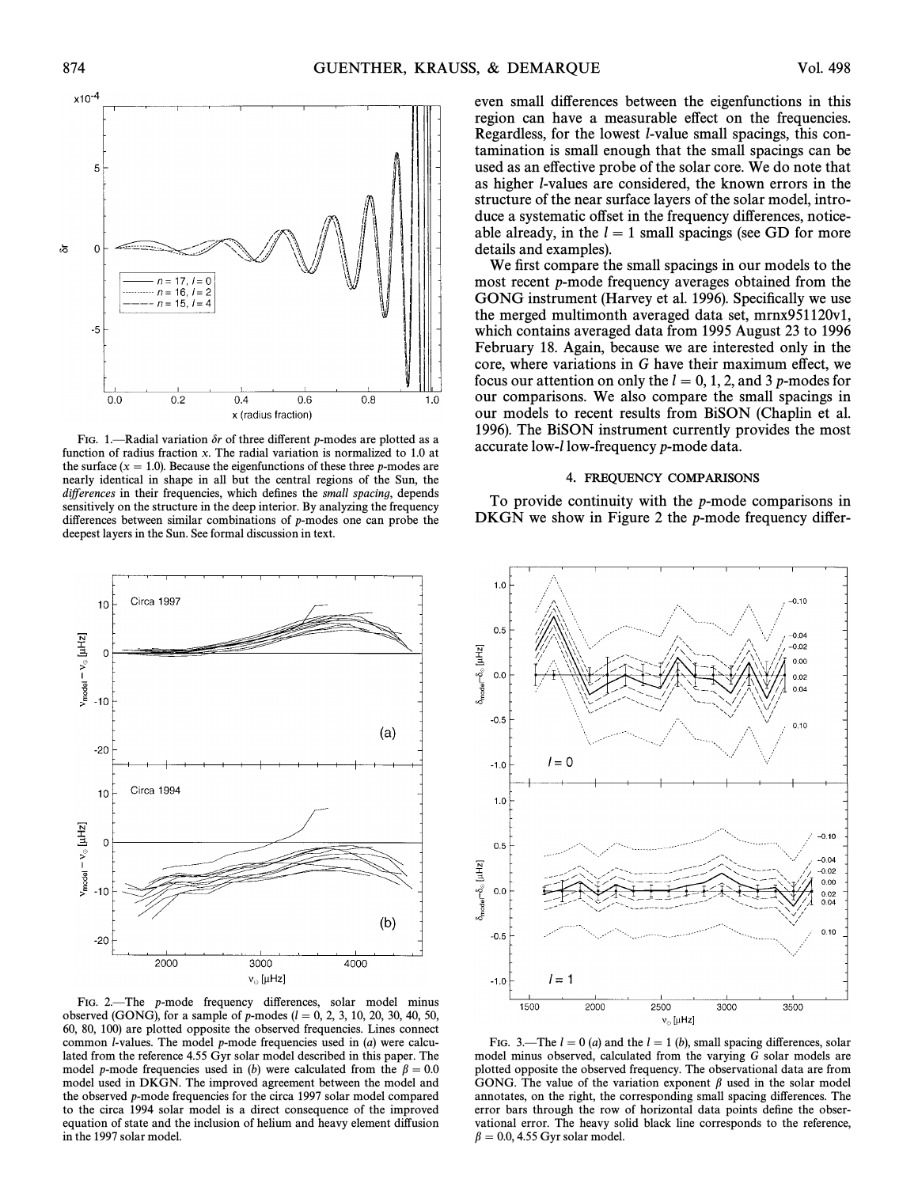FIG. 1.—Radial variation $\delta r$ of three different $p$-modes are plotted as a function of radius fraction $x$. The radial variation is normalized to 1.0 at the surface ($x = 1.0$). Because the eigenfunctions of these three $p$-modes are nearly identical in shape in all but the central regions of the Sun, the *differences* in their frequencies, which defines the *small spacing*, depends sensitively on the structure in the deep interior. By analyzing the frequency differences between similar combinations of $p$-modes one can probe the deepest layers in the Sun. See formal discussion in text.

even small differences between the eigenfunctions in this region can have a measurable effect on the frequencies. Regardless, for the lowest $l$-value small spacings, this contamination is small enough that the small spacings can be used as an effective probe of the solar core. We do note that as higher $l$-values are considered, the known errors in the structure of the near surface layers of the solar model, introduce a systematic offset in the frequency differences, noticeable already, in the $l = 1$ small spacings (see GD for more details and examples).

We first compare the small spacings in our models to the most recent $p$-mode frequency averages obtained from the GONG instrument (Harvey et al. 1996). Specifically we use the merged multimonth averaged data set, mrnx951120v1, which contains averaged data from 1995 August 23 to 1996 February 18. Again, because we are interested only in the core, where variations in $G$ have their maximum effect, we focus our attention on only the $l = 0, 1, 2,$ and 3 $p$-modes for our comparisons. We also compare the small spacings in our models to recent results from BiSON (Chaplin et al. 1996). The BiSON instrument currently provides the most accurate low-$l$ low-frequency $p$-mode data.

## 4. FREQUENCY COMPARISONS

To provide continuity with the $p$-mode comparisons in DKGN we show in Figure 2 the $p$-mode frequency differ-

FIG. 2.—The $p$-mode frequency differences, solar model minus observed (GONG), for a sample of $p$-modes ($l$ = 0, 2, 3, 10, 20, 30, 40, 50, 60, 80, 100) are plotted opposite the observed frequencies. Lines connect common $l$-values. The model $p$-mode frequencies used in (a) were calculated from the reference 4.55 Gyr solar model described in this paper. The model $p$-mode frequencies used in (b) were calculated from the $\beta = 0.0$ model used in DKGN. The improved agreement between the model and the observed $p$-mode frequencies for the circa 1997 solar model compared to the circa 1994 solar model is a direct consequence of the improved equation of state and the inclusion of helium and heavy element diffusion in the 1997 solar model.

FIG. 3.—The $l = 0$ (a) and the $l = 1$ (b), small spacing differences, solar model minus observed, calculated from the varying $G$ solar models are plotted opposite the observed frequency. The observational data are from GONG. The value of the variation exponent $\beta$ used in the solar model annotates, on the right, the corresponding small spacing differences. The error bars through the row of horizontal data points define the observational error. The heavy solid black line corresponds to the reference, $\beta = 0.0$, 4.55 Gyr solar model.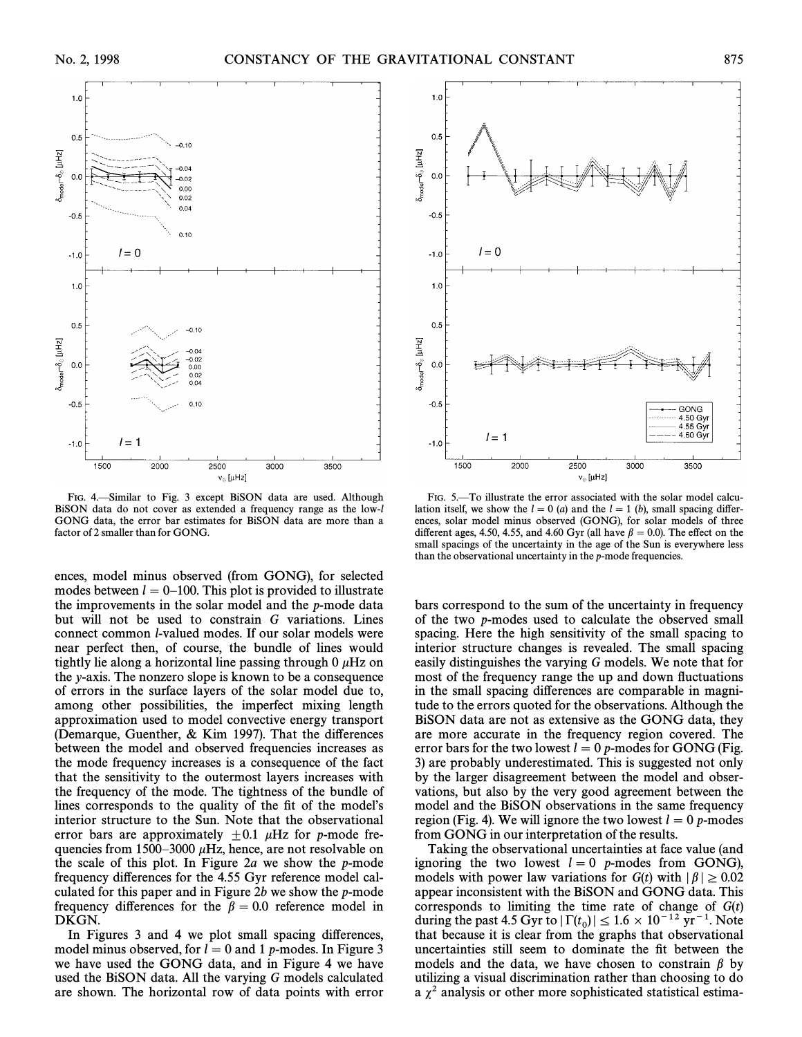FIG. 4.—Similar to Fig. 3 except BiSON data are used. Although BiSON data do not cover as extended a frequency range as the low-$l$ GONG data, the error bar estimates for BiSON data are more than a factor of 2 smaller than for GONG.

FIG. 5.—To illustrate the error associated with the solar model calculation itself, we show the $l = 0$ (*a*) and the $l = 1$ (*b*), small spacing differences, solar model minus observed (GONG), for solar models of three different ages, 4.50, 4.55, and 4.60 Gyr (all have $\beta = 0.0$). The effect on the small spacings of the uncertainty in the age of the Sun is everywhere less than the observational uncertainty in the *p*-mode frequencies.

ences, model minus observed (from GONG), for selected modes between $l = 0$–100. This plot is provided to illustrate the improvements in the solar model and the *p*-mode data but will not be used to constrain $G$ variations. Lines connect common $l$-valued modes. If our solar models were near perfect then, of course, the bundle of lines would tightly lie along a horizontal line passing through 0 $\mu$Hz on the *y*-axis. The nonzero slope is known to be a consequence of errors in the surface layers of the solar model due to, among other possibilities, the imperfect mixing length approximation used to model convective energy transport (Demarque, Guenther, & Kim 1997). That the differences between the model and observed frequencies increases as the mode frequency increases is a consequence of the fact that the sensitivity to the outermost layers increases with the frequency of the mode. The tightness of the bundle of lines corresponds to the quality of the fit of the model's interior structure to the Sun. Note that the observational error bars are approximately $\pm 0.1$ $\mu$Hz for *p*-mode frequencies from 1500–3000 $\mu$Hz, hence, are not resolvable on the scale of this plot. In Figure 2*a* we show the *p*-mode frequency differences for the 4.55 Gyr reference model calculated for this paper and in Figure 2*b* we show the *p*-mode frequency differences for the $\beta = 0.0$ reference model in DKGN.

In Figures 3 and 4 we plot small spacing differences, model minus observed, for $l = 0$ and 1 *p*-modes. In Figure 3 we have used the GONG data, and in Figure 4 we have used the BiSON data. All the varying $G$ models calculated are shown. The horizontal row of data points with error bars correspond to the sum of the uncertainty in frequency of the two *p*-modes used to calculate the observed small spacing. Here the high sensitivity of the small spacing to interior structure changes is revealed. The small spacing easily distinguishes the varying $G$ models. We note that for most of the frequency range the up and down fluctuations in the small spacing differences are comparable in magnitude to the errors quoted for the observations. Although the BiSON data are not as extensive as the GONG data, they are more accurate in the frequency region covered. The error bars for the two lowest $l = 0$ *p*-modes for GONG (Fig. 3) are probably underestimated. This is suggested not only by the larger disagreement between the model and observations, but also by the very good agreement between the model and the BiSON observations in the same frequency region (Fig. 4). We will ignore the two lowest $l = 0$ *p*-modes from GONG in our interpretation of the results.

Taking the observational uncertainties at face value (and ignoring the two lowest $l = 0$ *p*-modes from GONG), models with power law variations for $G(t)$ with $|\beta| \geq 0.02$ appear inconsistent with the BiSON and GONG data. This corresponds to limiting the time rate of change of $G(t)$ during the past 4.5 Gyr to $|\Gamma(t_0)| \leq 1.6 \times 10^{-12}$ yr$^{-1}$. Note that because it is clear from the graphs that observational uncertainties still seem to dominate the fit between the models and the data, we have chosen to constrain $\beta$ by utilizing a visual discrimination rather than choosing to do a $\chi^2$ analysis or other more sophisticated statistical estima-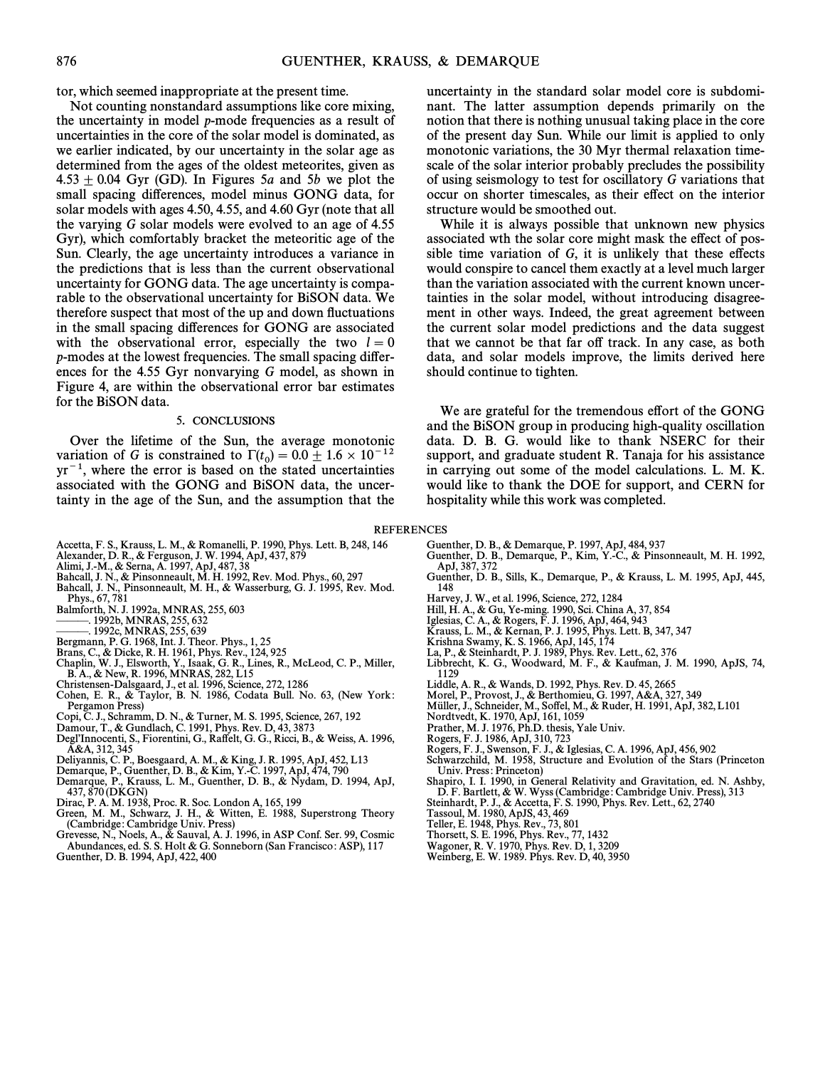tor, which seemed inappropriate at the present time.

Not counting nonstandard assumptions like core mixing, the uncertainty in model *p*-mode frequencies as a result of uncertainties in the core of the solar model is dominated, as we earlier indicated, by our uncertainty in the solar age as determined from the ages of the oldest meteorites, given as $4.53 \pm 0.04$ Gyr (GD). In Figures 5*a* and 5*b* we plot the small spacing differences, model minus GONG data, for solar models with ages 4.50, 4.55, and 4.60 Gyr (note that all the varying *G* solar models were evolved to an age of 4.55 Gyr), which comfortably bracket the meteoritic age of the Sun. Clearly, the age uncertainty introduces a variance in the predictions that is less than the current observational uncertainty for GONG data. The age uncertainty is comparable to the observational uncertainty for BiSON data. We therefore suspect that most of the up and down fluctuations in the small spacing differences for GONG are associated with the observational error, especially the two $l = 0$ *p*-modes at the lowest frequencies. The small spacing differences for the 4.55 Gyr nonvarying *G* model, as shown in Figure 4, are within the observational error bar estimates for the BiSON data.

## 5. CONCLUSIONS

Over the lifetime of the Sun, the average monotonic variation of *G* is constrained to $\Gamma(t_0) = 0.0 \pm 1.6 \times 10^{-12}$ yr$^{-1}$, where the error is based on the stated uncertainties associated with the GONG and BiSON data, the uncertainty in the age of the Sun, and the assumption that the uncertainty in the standard solar model core is subdominant. The latter assumption depends primarily on the notion that there is nothing unusual taking place in the core of the present day Sun. While our limit is applied to only monotonic variations, the 30 Myr thermal relaxation timescale of the solar interior probably precludes the possibility of using seismology to test for oscillatory *G* variations that occur on shorter timescales, as their effect on the interior structure would be smoothed out.

While it is always possible that unknown new physics associated wth the solar core might mask the effect of possible time variation of *G*, it is unlikely that these effects would conspire to cancel them exactly at a level much larger than the variation associated with the current known uncertainties in the solar model, without introducing disagreement in other ways. Indeed, the great agreement between the current solar model predictions and the data suggest that we cannot be that far off track. In any case, as both data, and solar models improve, the limits derived here should continue to tighten.

We are grateful for the tremendous effort of the GONG and the BiSON group in producing high-quality oscillation data. D. B. G. would like to thank NSERC for their support, and graduate student R. Tanaja for his assistance in carrying out some of the model calculations. L. M. K. would like to thank the DOE for support, and CERN for hospitality while this work was completed.

## REFERENCES

Accetta, F. S., Krauss, L. M., & Romanelli, P. 1990, Phys. Lett. B, 248, 146
Alexander, D. R., & Ferguson, J. W. 1994, ApJ, 437, 879
Alimi, J.-M., & Serna, A. 1997, ApJ, 487, 38
Bahcall, J. N., & Pinsonneault, M. H. 1992, Rev. Mod. Phys., 60, 297
Bahcall, J. N., Pinsonneault, M. H., & Wasserburg, G. J. 1995, Rev. Mod. Phys., 67, 781
Balmforth, N. J. 1992a, MNRAS, 255, 603
———. 1992b, MNRAS, 255, 632
———. 1992c, MNRAS, 255, 639
Bergmann, P. G. 1968, Int. J. Theor. Phys., 1, 25
Brans, C., & Dicke, R. H. 1961, Phys. Rev., 124, 925
Chaplin, W. J., Elsworth, Y., Isaak, G. R., Lines, R., McLeod, C. P., Miller, B. A., & New, R. 1996, MNRAS, 282, L15
Christensen-Dalsgaard, J., et al. 1996, Science, 272, 1286
Cohen, E. R., & Taylor, B. N. 1986, Codata Bull. No. 63, (New York: Pergamon Press)
Copi, C. J., Schramm, D. N., & Turner, M. S. 1995, Science, 267, 192
Damour, T., & Gundlach, C. 1991, Phys. Rev. D, 43, 3873
Degl'Innocenti, S., Fiorentini, G., Raffelt, G. G., Ricci, B., & Weiss, A. 1996, A&A, 312, 345
Deliyannis, C. P., Boesgaard, A. M., & King, J. R. 1995, ApJ, 452, L13
Demarque, P., Guenther, D. B., & Kim, Y.-C. 1997, ApJ, 474, 790
Demarque, P., Krauss, L. M., Guenther, D. B., & Nydam, D. 1994, ApJ, 437, 870 (DKGN)
Dirac, P. A. M. 1938, Proc. R. Soc. London A, 165, 199
Green, M. M., Schwarz, J. H., & Witten, E. 1988, Superstrong Theory (Cambridge: Cambridge Univ. Press)
Grevesse, N., Noels, A., & Sauval, A. J. 1996, in ASP Conf. Ser. 99, Cosmic Abundances, ed. S. S. Holt & G. Sonneborn (San Francisco: ASP), 117
Guenther, D. B. 1994, ApJ, 422, 400
Guenther, D. B., & Demarque, P. 1997, ApJ, 484, 937
Guenther, D. B., Demarque, P., Kim, Y.-C., & Pinsonneault, M. H. 1992, ApJ, 387, 372
Guenther, D. B., Sills, K., Demarque, P., & Krauss, L. M. 1995, ApJ, 445, 148
Harvey, J. W., et al. 1996, Science, 272, 1284
Hill, H. A., & Gu, Ye-ming. 1990, Sci. China A, 37, 854
Iglesias, C. A., & Rogers, F. J. 1996, ApJ, 464, 943
Krauss, L. M., & Kernan, P. J. 1995, Phys. Lett. B, 347, 347
Krishna Swamy, K. S. 1966, ApJ, 145, 174
La, P., & Steinhardt, P. J. 1989, Phys. Rev. Lett., 62, 376
Libbrecht, K. G., Woodward, M. F., & Kaufman, J. M. 1990, ApJS, 74, 1129
Liddle, A. R., & Wands, D. 1992, Phys. Rev. D. 45, 2665
Morel, P., Provost, J., & Berthomieu, G. 1997, A&A, 327, 349
Müller, J., Schneider, M., Soffel, M., & Ruder, H. 1991, ApJ, 382, L101
Nordtvedt, K. 1970, ApJ, 161, 1059
Prather, M. J. 1976, Ph.D. thesis, Yale Univ.
Rogers, F. J. 1986, ApJ, 310, 723
Rogers, F. J., Swenson, F. J., & Iglesias, C. A. 1996, ApJ, 456, 902
Schwarzschild, M. 1958, Structure and Evolution of the Stars (Princeton Univ. Press: Princeton)
Shapiro, I. I. 1990, in General Relativity and Gravitation, ed. N. Ashby, D. F. Bartlett, & W. Wyss (Cambridge: Cambridge Univ. Press), 313
Steinhardt, P. J., & Accetta, F. S. 1990, Phys. Rev. Lett., 62, 2740
Tassoul, M. 1980, ApJS, 43, 469
Teller, E. 1948, Phys. Rev., 73, 801
Thorsett, S. E. 1996, Phys. Rev., 77, 1432
Wagoner, R. V. 1970, Phys. Rev. D, 1, 3209
Weinberg, E. W. 1989. Phys. Rev. D, 40, 3950